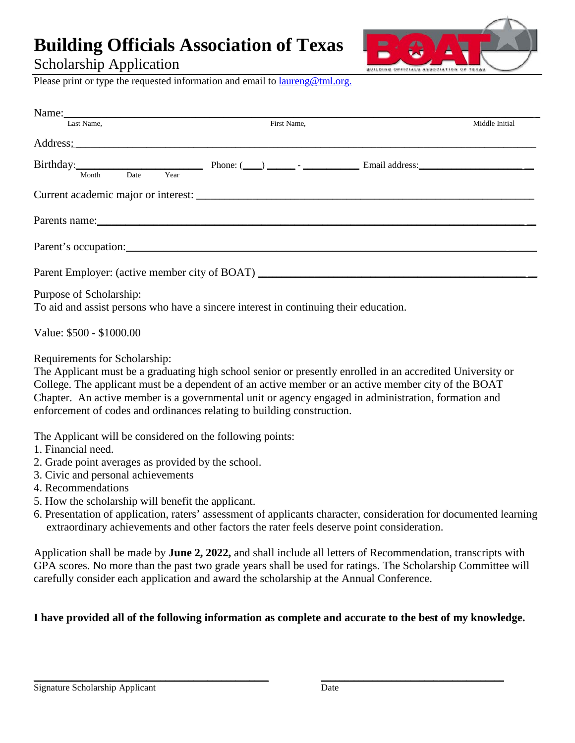# Building Officials Association of Texas

Scholarship Application

Please print or type the requested information and email to laureng@tml.org.

Name:\_\_\_\_\_\_\_\_\_\_\_\_\_\_\_\_\_\_\_\_\_\_\_\_\_\_\_\_\_\_\_\_\_\_\_\_\_\_\_\_\_\_\_\_\_\_\_\_\_\_\_\_\_\_\_\_\_\_\_\_\_\_\_\_\_\_\_\_\_\_\_\_\_\_\_\_
Last Name, First Name, Middle Initial

Address:\_\_\_\_\_\_\_\_\_\_\_\_\_\_\_\_\_\_\_\_\_\_\_\_\_\_\_\_\_\_\_\_\_\_\_\_\_\_\_\_\_\_\_\_\_\_\_\_\_\_\_\_\_\_\_\_\_\_\_\_\_\_\_\_\_\_\_\_\_\_\_\_\_\_\_\_

Birthday:\_\_\_\_\_\_\_\_\_\_\_\_\_\_\_\_\_\_\_\_\_\_\_\_ Phone: (\_\_\_\_) \_\_\_\_\_\_ - \_\_\_\_\_\_\_\_\_\_\_\_ Email address:\_\_\_\_\_\_\_\_\_\_\_\_\_\_\_\_\_\_\_\_\_\_
Month Date Year

Current academic major or interest: \_\_\_\_\_\_\_\_\_\_\_\_\_\_\_\_\_\_\_\_\_\_\_\_\_\_\_\_\_\_\_\_\_\_\_\_\_\_\_\_\_\_\_\_\_\_\_\_\_\_\_\_\_\_\_\_\_\_\_\_\_\_

Parents name:\_\_\_\_\_\_\_\_\_\_\_\_\_\_\_\_\_\_\_\_\_\_\_\_\_\_\_\_\_\_\_\_\_\_\_\_\_\_\_\_\_\_\_\_\_\_\_\_\_\_\_\_\_\_\_\_\_\_\_\_\_\_\_\_\_\_\_\_\_\_\_\_\_\_

Parent's occupation:\_\_\_\_\_\_\_\_\_\_\_\_\_\_\_\_\_\_\_\_\_\_\_\_\_\_\_\_\_\_\_\_\_\_\_\_\_\_\_\_\_\_\_\_\_\_\_\_\_\_\_\_\_\_\_\_\_\_\_\_\_\_\_\_\_\_\_\_\_

Parent Employer: (active member city of BOAT) \_\_\_\_\_\_\_\_\_\_\_\_\_\_\_\_\_\_\_\_\_\_\_\_\_\_\_\_\_\_\_\_\_\_\_\_\_\_\_\_\_\_\_\_\_\_\_\_\_

Purpose of Scholarship:
To aid and assist persons who have a sincere interest in continuing their education.

Value: $500 - $1000.00

Requirements for Scholarship:
The Applicant must be a graduating high school senior or presently enrolled in an accredited University or College. The applicant must be a dependent of an active member or an active member city of the BOAT Chapter. An active member is a governmental unit or agency engaged in administration, formation and enforcement of codes and ordinances relating to building construction.

The Applicant will be considered on the following points:

1. Financial need.
2. Grade point averages as provided by the school.
3. Civic and personal achievements
4. Recommendations
5. How the scholarship will benefit the applicant.
6. Presentation of application, raters' assessment of applicants character, consideration for documented learning extraordinary achievements and other factors the rater feels deserve point consideration.

Application shall be made by **June 2, 2022,** and shall include all letters of Recommendation, transcripts with GPA scores. No more than the past two grade years shall be used for ratings. The Scholarship Committee will carefully consider each application and award the scholarship at the Annual Conference.

**I have provided all of the following information as complete and accurate to the best of my knowledge.**

\_\_\_\_\_\_\_\_\_\_\_\_\_\_\_\_\_\_\_\_\_\_\_\_\_\_\_\_\_\_\_\_\_\_\_\_\_\_\_\_\_\_\_\_ \_\_\_\_\_\_\_\_\_\_\_\_\_\_\_\_\_\_\_\_\_\_\_\_\_\_\_\_\_\_\_\_\_\_\_
Signature Scholarship Applicant Date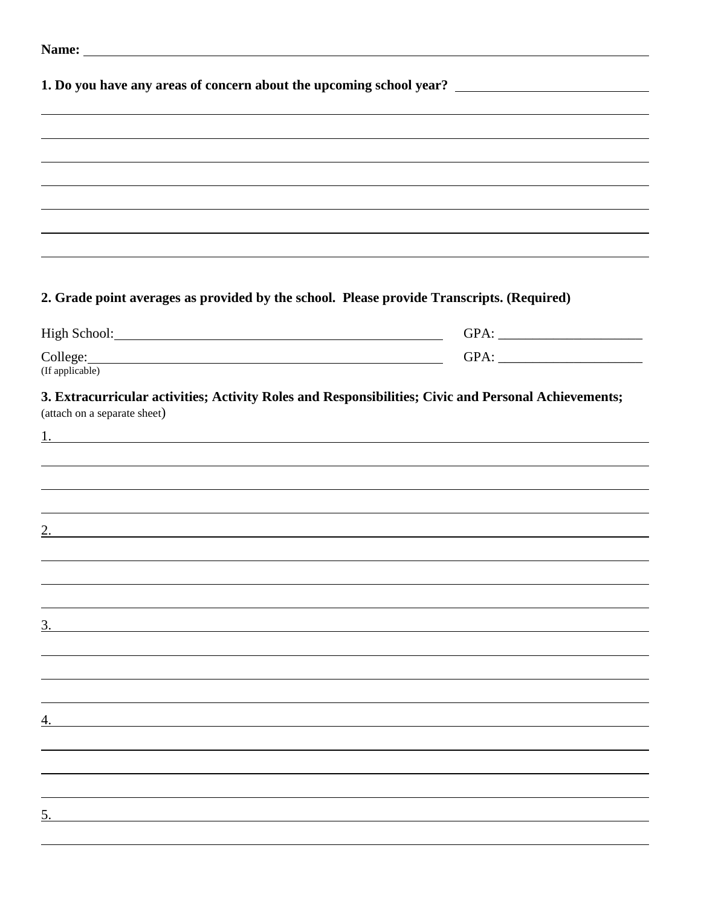**Name:** ______________________________________________________________

**1. Do you have any areas of concern about the upcoming school year?** ______________________________

______________________________________________________________

______________________________________________________________

______________________________________________________________

______________________________________________________________

______________________________________________________________

______________________________________________________________

______________________________________________________________

**2. Grade point averages as provided by the school. Please provide Transcripts. (Required)**

High School: ______________________________________ GPA: ____________________

College: __________________________________________ GPA: ____________________
(If applicable)

**3. Extracurricular activities; Activity Roles and Responsibilities; Civic and Personal Achievements;** (attach on a separate sheet)

1. ______________________________________________________________

______________________________________________________________

______________________________________________________________

______________________________________________________________

2. ______________________________________________________________

______________________________________________________________

______________________________________________________________

______________________________________________________________

3. ______________________________________________________________

______________________________________________________________

______________________________________________________________

______________________________________________________________

4. ______________________________________________________________

______________________________________________________________

______________________________________________________________

______________________________________________________________

5. ______________________________________________________________

______________________________________________________________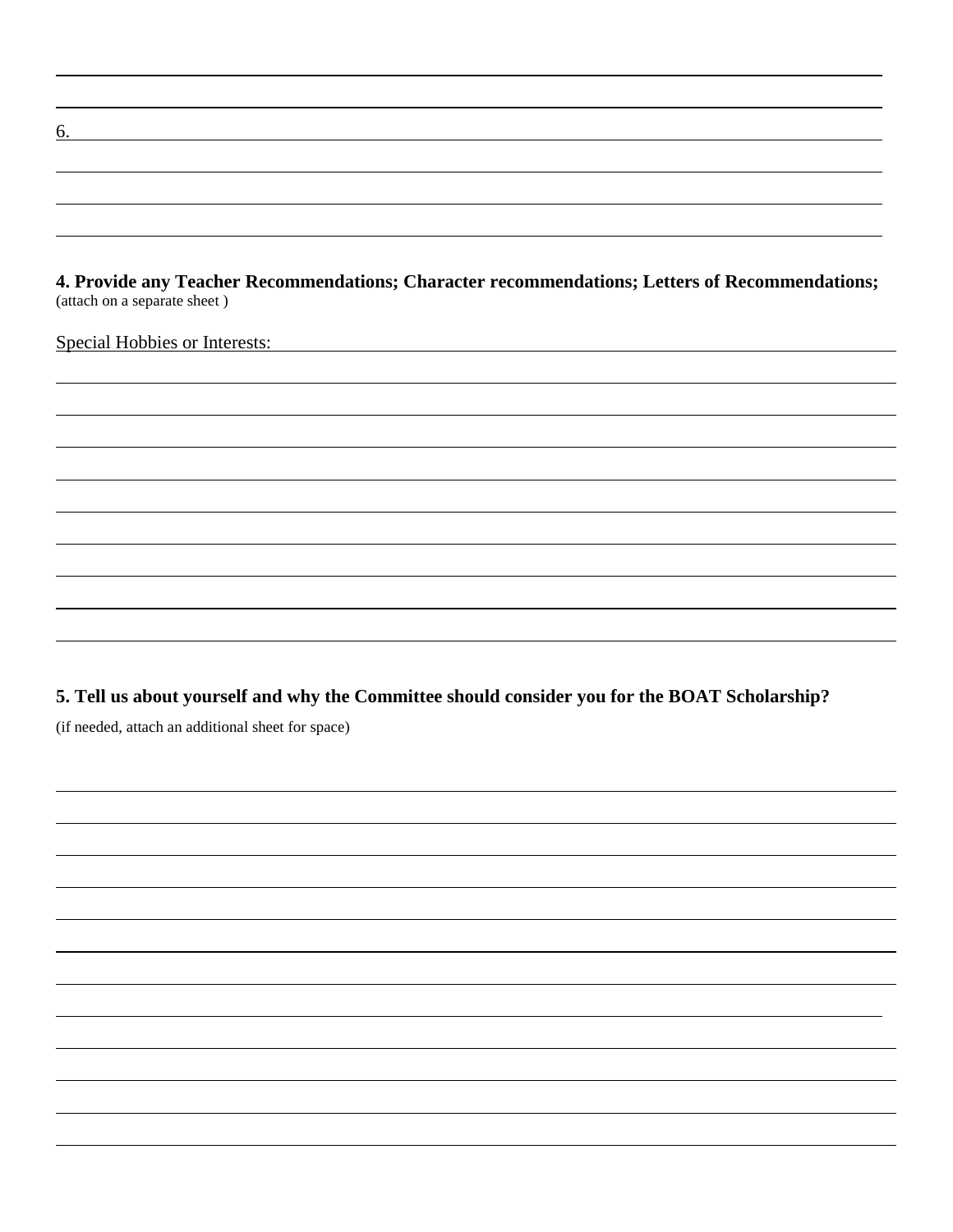6.

**4. Provide any Teacher Recommendations; Character recommendations; Letters of Recommendations;**
(attach on a separate sheet )

Special Hobbies or Interests:

**5. Tell us about yourself and why the Committee should consider you for the BOAT Scholarship?**

(if needed, attach an additional sheet for space)